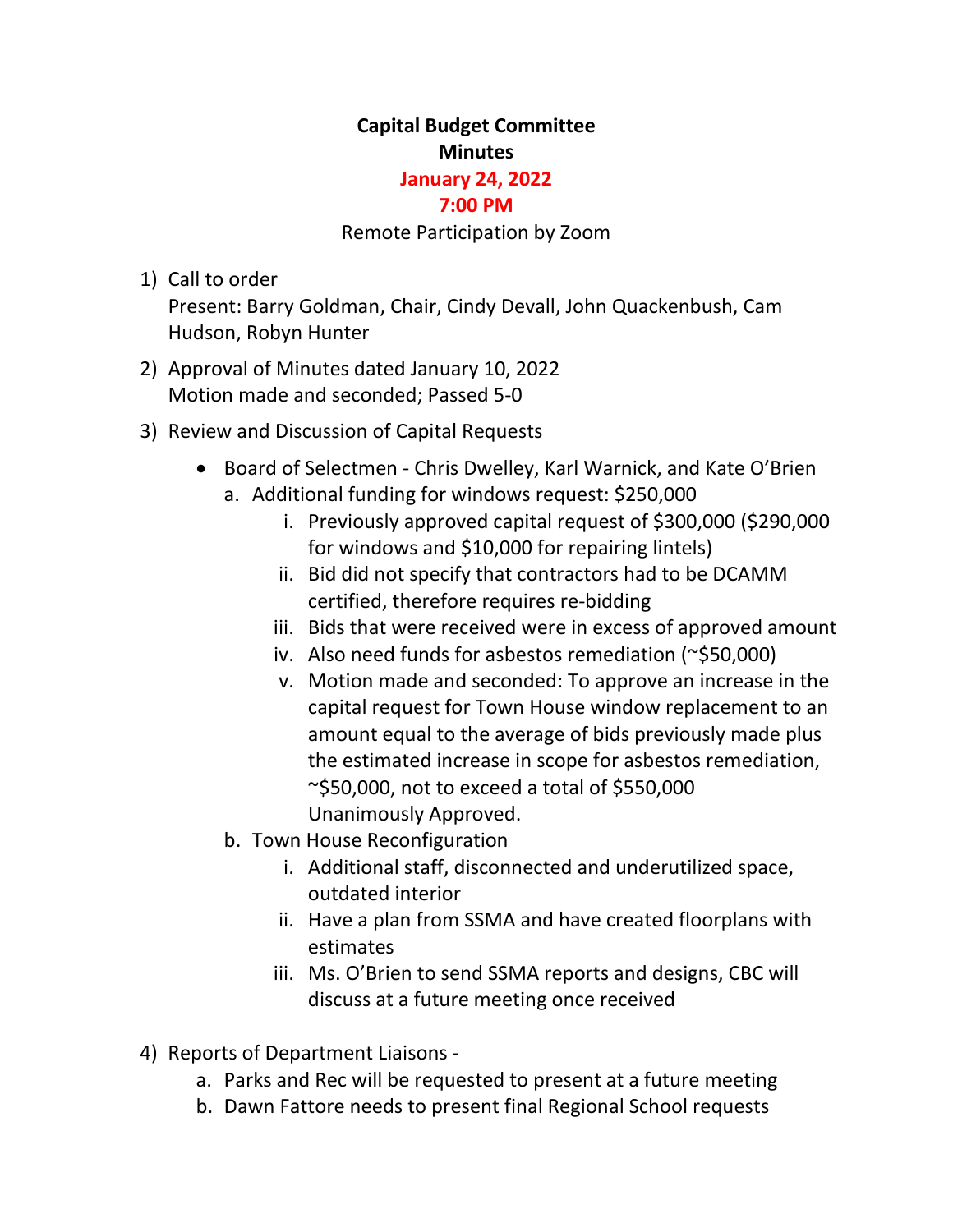**Capital Budget Committee**
**Minutes**
**January 24, 2022**
**7:00 PM**

Remote Participation by Zoom

1) Call to order
   Present: Barry Goldman, Chair, Cindy Devall, John Quackenbush, Cam Hudson, Robyn Hunter
2) Approval of Minutes dated January 10, 2022
   Motion made and seconded; Passed 5-0
3) Review and Discussion of Capital Requests
   - Board of Selectmen - Chris Dwelley, Karl Warnick, and Kate O'Brien
     a. Additional funding for windows request: $250,000
        i. Previously approved capital request of $300,000 ($290,000 for windows and $10,000 for repairing lintels)
        ii. Bid did not specify that contractors had to be DCAMM certified, therefore requires re-bidding
        iii. Bids that were received were in excess of approved amount
        iv. Also need funds for asbestos remediation (~$50,000)
        v. Motion made and seconded: To approve an increase in the capital request for Town House window replacement to an amount equal to the average of bids previously made plus the estimated increase in scope for asbestos remediation, ~$50,000, not to exceed a total of $550,000
           Unanimously Approved.
     b. Town House Reconfiguration
        i. Additional staff, disconnected and underutilized space, outdated interior
        ii. Have a plan from SSMA and have created floorplans with estimates
        iii. Ms. O'Brien to send SSMA reports and designs, CBC will discuss at a future meeting once received
4) Reports of Department Liaisons -
   a. Parks and Rec will be requested to present at a future meeting
   b. Dawn Fattore needs to present final Regional School requests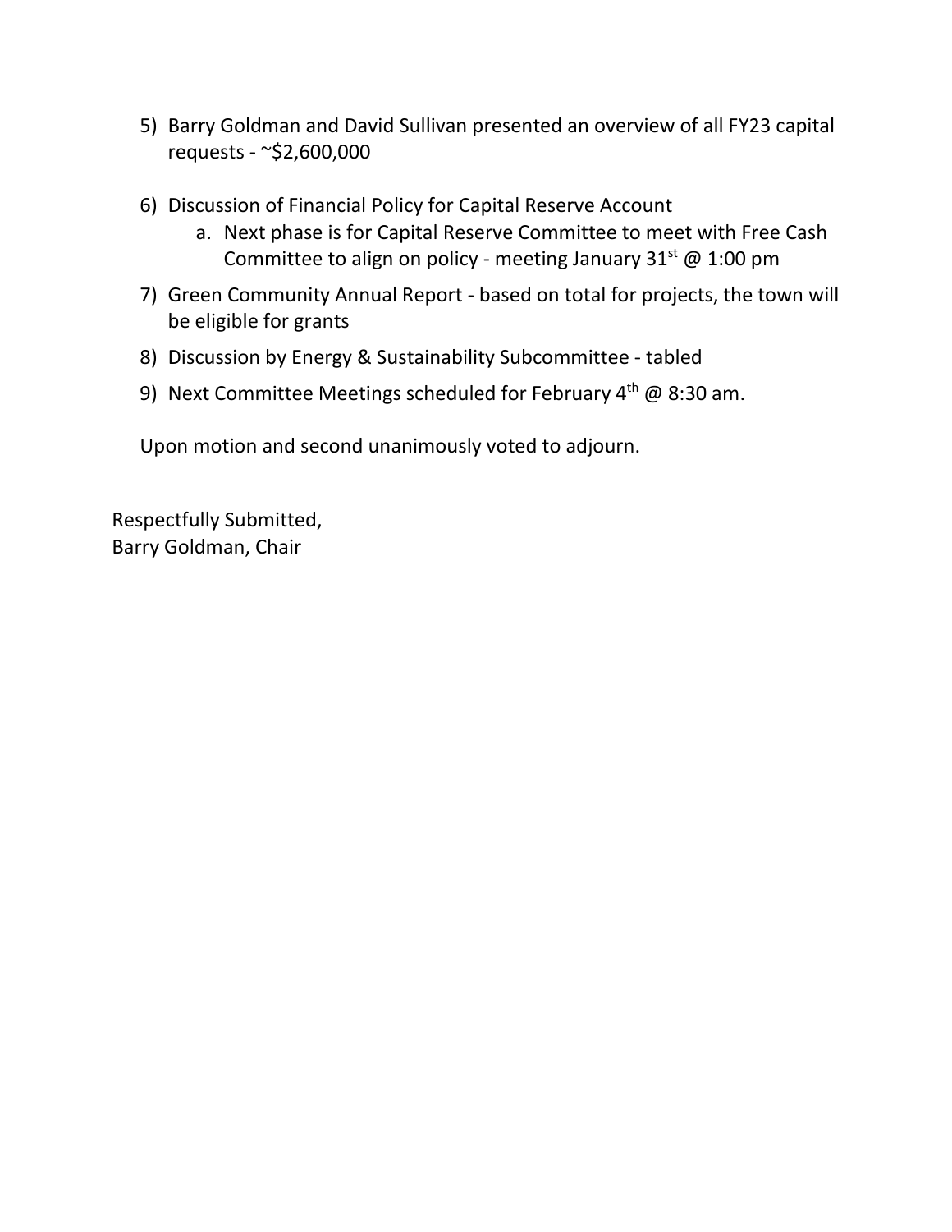5) Barry Goldman and David Sullivan presented an overview of all FY23 capital requests - ~$2,600,000

6) Discussion of Financial Policy for Capital Reserve Account
   a. Next phase is for Capital Reserve Committee to meet with Free Cash Committee to align on policy - meeting January 31st @ 1:00 pm

7) Green Community Annual Report - based on total for projects, the town will be eligible for grants

8) Discussion by Energy & Sustainability Subcommittee - tabled

9) Next Committee Meetings scheduled for February 4th @ 8:30 am.

Upon motion and second unanimously voted to adjourn.

Respectfully Submitted,
Barry Goldman, Chair